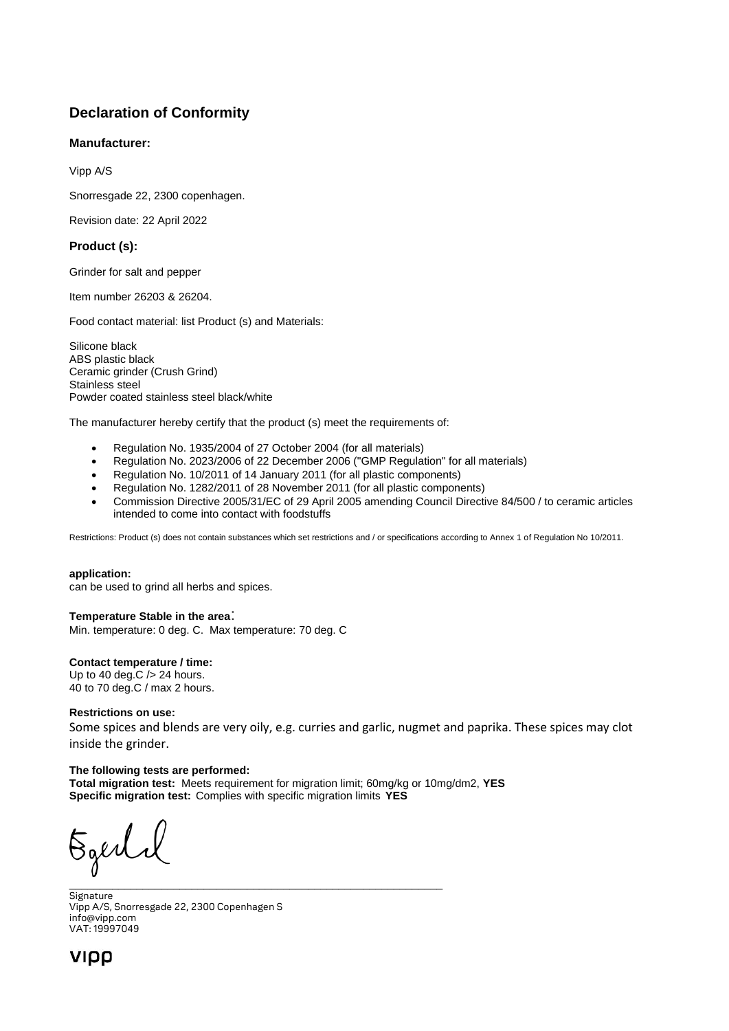# Declaration of Conformity

## Manufacturer:

Vipp A/S

Snorresgade 22, 2300 copenhagen.

Revision date: 22 April 2022

## Product (s):

Grinder for salt and pepper

Item number 26203 & 26204.

Food contact material: list Product (s) and Materials:

Silicone black
ABS plastic black
Ceramic grinder (Crush Grind)
Stainless steel
Powder coated stainless steel black/white

The manufacturer hereby certify that the product (s) meet the requirements of:

- Regulation No. 1935/2004 of 27 October 2004 (for all materials)
- Regulation No. 2023/2006 of 22 December 2006 ("GMP Regulation" for all materials)
- Regulation No. 10/2011 of 14 January 2011 (for all plastic components)
- Regulation No. 1282/2011 of 28 November 2011 (for all plastic components)
- Commission Directive 2005/31/EC of 29 April 2005 amending Council Directive 84/500 / to ceramic articles intended to come into contact with foodstuffs

Restrictions: Product (s) does not contain substances which set restrictions and / or specifications according to Annex 1 of Regulation No 10/2011.

**application:**
can be used to grind all herbs and spices.

**Temperature Stable in the area:**
Min. temperature: 0 deg. C. Max temperature: 70 deg. C

**Contact temperature / time:**
Up to 40 deg.C /> 24 hours.
40 to 70 deg.C / max 2 hours.

**Restrictions on use:**
Some spices and blends are very oily, e.g. curries and garlic, nugmet and paprika. These spices may clot inside the grinder.

**The following tests are performed:**
**Total migration test:** Meets requirement for migration limit; 60mg/kg or 10mg/dm2, **YES**
**Specific migration test:** Complies with specific migration limits **YES**

\_\_\_\_\_\_\_\_\_\_\_\_\_\_\_\_\_\_\_\_\_\_\_\_\_\_\_\_\_\_\_\_\_\_\_\_\_\_\_\_
Signature
Vipp A/S, Snorresgade 22, 2300 Copenhagen S
info@vipp.com
VAT: 19997049

vipp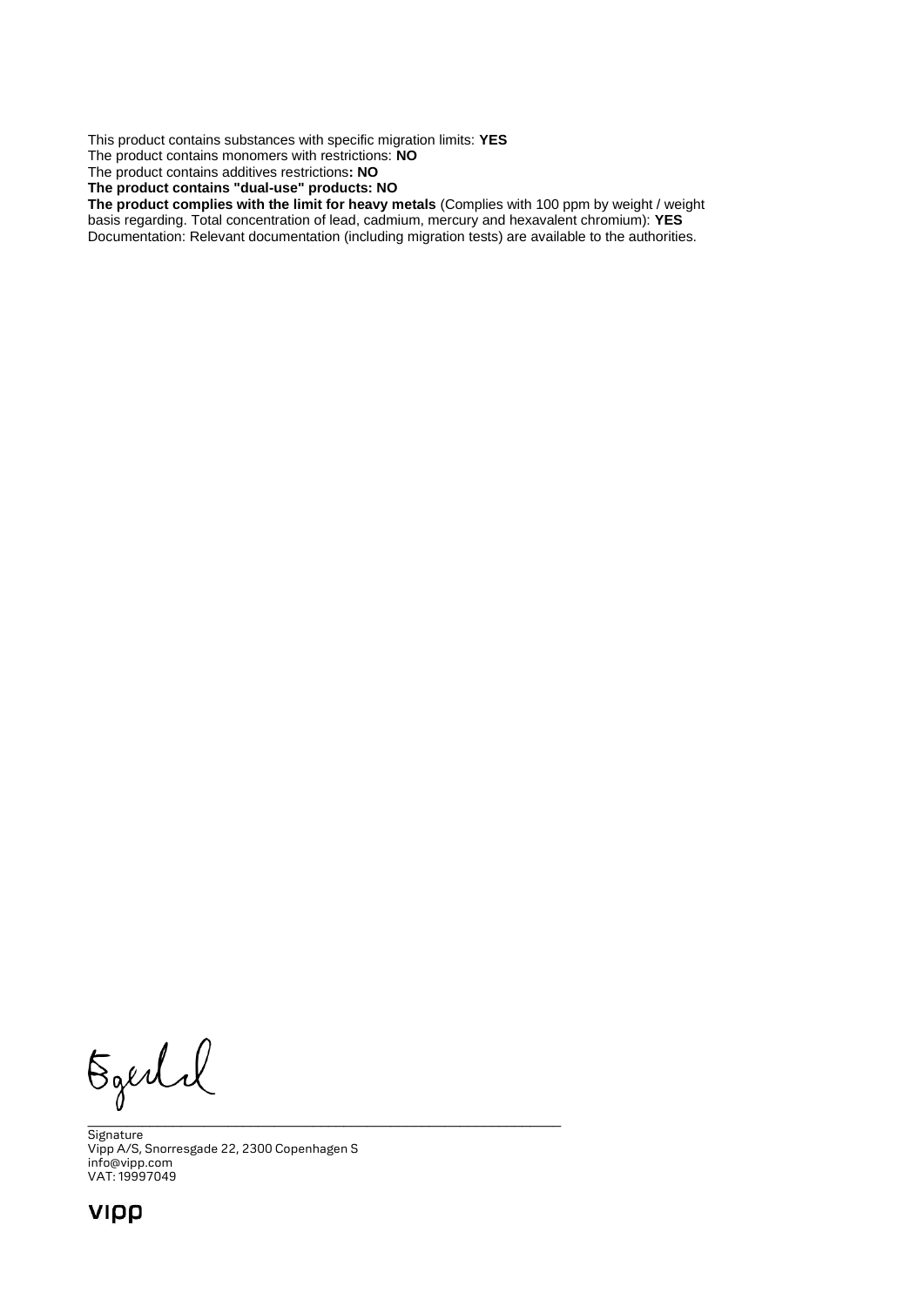This product contains substances with specific migration limits: **YES**
The product contains monomers with restrictions: **NO**
The product contains additives restrictions**: NO**
**The product contains "dual-use" products: NO**
**The product complies with the limit for heavy metals** (Complies with 100 ppm by weight / weight basis regarding. Total concentration of lead, cadmium, mercury and hexavalent chromium): **YES**
Documentation: Relevant documentation (including migration tests) are available to the authorities.

\_\_\_\_\_\_\_\_\_\_\_\_\_\_\_\_\_\_\_\_\_\_\_\_\_\_\_\_\_\_\_\_\_\_\_\_\_\_\_\_\_\_\_\_\_\_\_\_\_\_\_\_\_\_\_\_\_\_\_\_

Signature
Vipp A/S, Snorresgade 22, 2300 Copenhagen S
info@vipp.com
VAT: 19997049

vipp